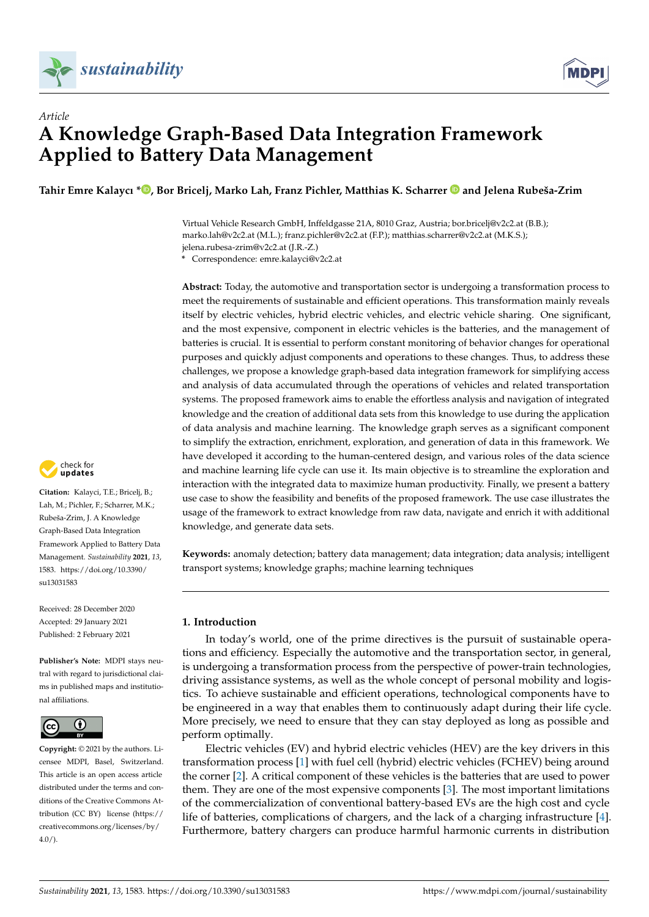*Article*

# A Knowledge Graph-Based Data Integration Framework Applied to Battery Data Management

**Tahir Emre Kalaycı *, Bor Bricelj, Marko Lah, Franz Pichler, Matthias K. Scharrer and Jelena Rubeša-Zrim**

Virtual Vehicle Research GmbH, Inffeldgasse 21A, 8010 Graz, Austria; bor.bricelj@v2c2.at (B.B.); marko.lah@v2c2.at (M.L.); franz.pichler@v2c2.at (F.P.); matthias.scharrer@v2c2.at (M.K.S.); jelena.rubesa-zrim@v2c2.at (J.R.-Z.)

\* Correspondence: emre.kalayci@v2c2.at

**Abstract:** Today, the automotive and transportation sector is undergoing a transformation process to meet the requirements of sustainable and efficient operations. This transformation mainly reveals itself by electric vehicles, hybrid electric vehicles, and electric vehicle sharing. One significant, and the most expensive, component in electric vehicles is the batteries, and the management of batteries is crucial. It is essential to perform constant monitoring of behavior changes for operational purposes and quickly adjust components and operations to these changes. Thus, to address these challenges, we propose a knowledge graph-based data integration framework for simplifying access and analysis of data accumulated through the operations of vehicles and related transportation systems. The proposed framework aims to enable the effortless analysis and navigation of integrated knowledge and the creation of additional data sets from this knowledge to use during the application of data analysis and machine learning. The knowledge graph serves as a significant component to simplify the extraction, enrichment, exploration, and generation of data in this framework. We have developed it according to the human-centered design, and various roles of the data science and machine learning life cycle can use it. Its main objective is to streamline the exploration and interaction with the integrated data to maximize human productivity. Finally, we present a battery use case to show the feasibility and benefits of the proposed framework. The use case illustrates the usage of the framework to extract knowledge from raw data, navigate and enrich it with additional knowledge, and generate data sets.

**Keywords:** anomaly detection; battery data management; data integration; data analysis; intelligent transport systems; knowledge graphs; machine learning techniques

**Citation:** Kalayci, T.E.; Bricelj, B.; Lah, M.; Pichler, F.; Scharrer, M.K.; Rubeša-Zrim, J. A Knowledge Graph-Based Data Integration Framework Applied to Battery Data Management. *Sustainability* **2021**, *13*, 1583. https://doi.org/10.3390/su13031583

Received: 28 December 2020
Accepted: 29 January 2021
Published: 2 February 2021

**Publisher's Note:** MDPI stays neutral with regard to jurisdictional claims in published maps and institutional affiliations.

**Copyright:** © 2021 by the authors. Licensee MDPI, Basel, Switzerland. This article is an open access article distributed under the terms and conditions of the Creative Commons Attribution (CC BY) license (https://creativecommons.org/licenses/by/4.0/).

## 1. Introduction

In today's world, one of the prime directives is the pursuit of sustainable operations and efficiency. Especially the automotive and the transportation sector, in general, is undergoing a transformation process from the perspective of power-train technologies, driving assistance systems, as well as the whole concept of personal mobility and logistics. To achieve sustainable and efficient operations, technological components have to be engineered in a way that enables them to continuously adapt during their life cycle. More precisely, we need to ensure that they can stay deployed as long as possible and perform optimally.

Electric vehicles (EV) and hybrid electric vehicles (HEV) are the key drivers in this transformation process [1] with fuel cell (hybrid) electric vehicles (FCHEV) being around the corner [2]. A critical component of these vehicles is the batteries that are used to power them. They are one of the most expensive components [3]. The most important limitations of the commercialization of conventional battery-based EVs are the high cost and cycle life of batteries, complications of chargers, and the lack of a charging infrastructure [4]. Furthermore, battery chargers can produce harmful harmonic currents in distribution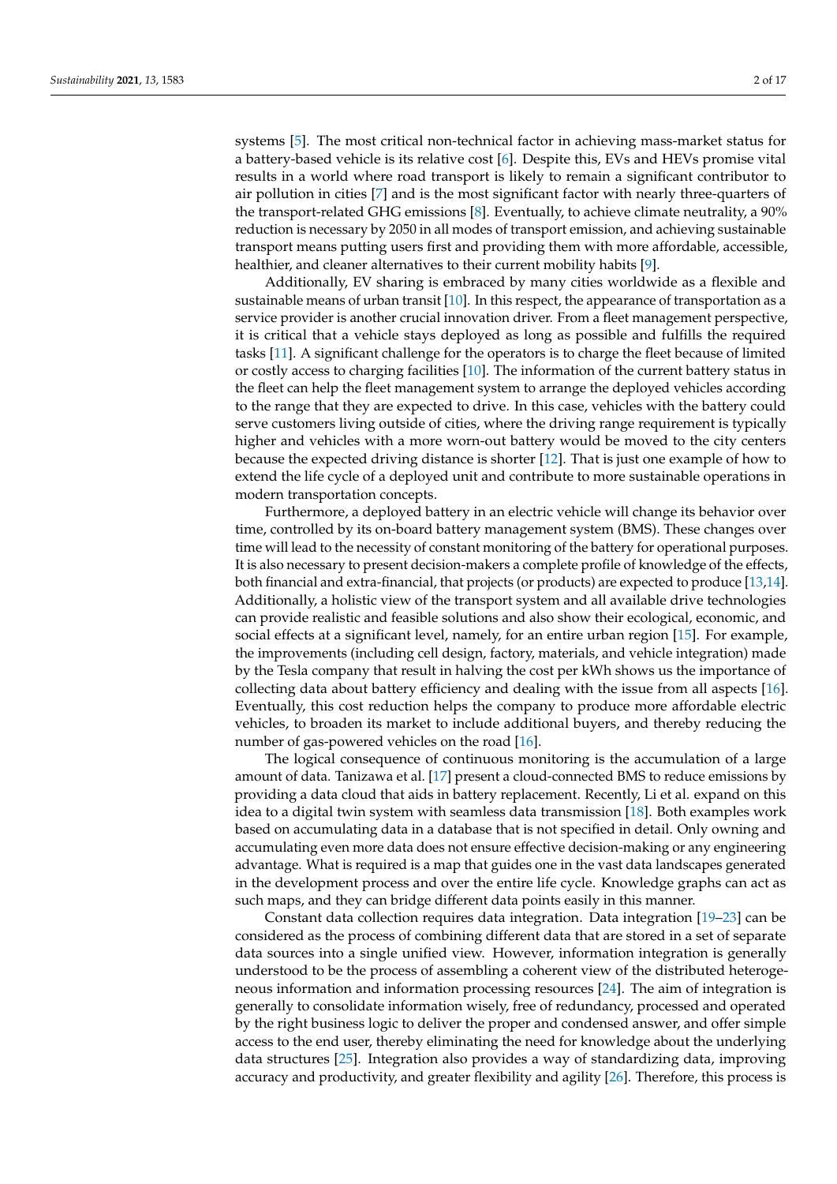systems [5]. The most critical non-technical factor in achieving mass-market status for a battery-based vehicle is its relative cost [6]. Despite this, EVs and HEVs promise vital results in a world where road transport is likely to remain a significant contributor to air pollution in cities [7] and is the most significant factor with nearly three-quarters of the transport-related GHG emissions [8]. Eventually, to achieve climate neutrality, a 90% reduction is necessary by 2050 in all modes of transport emission, and achieving sustainable transport means putting users first and providing them with more affordable, accessible, healthier, and cleaner alternatives to their current mobility habits [9].

Additionally, EV sharing is embraced by many cities worldwide as a flexible and sustainable means of urban transit [10]. In this respect, the appearance of transportation as a service provider is another crucial innovation driver. From a fleet management perspective, it is critical that a vehicle stays deployed as long as possible and fulfills the required tasks [11]. A significant challenge for the operators is to charge the fleet because of limited or costly access to charging facilities [10]. The information of the current battery status in the fleet can help the fleet management system to arrange the deployed vehicles according to the range that they are expected to drive. In this case, vehicles with the battery could serve customers living outside of cities, where the driving range requirement is typically higher and vehicles with a more worn-out battery would be moved to the city centers because the expected driving distance is shorter [12]. That is just one example of how to extend the life cycle of a deployed unit and contribute to more sustainable operations in modern transportation concepts.

Furthermore, a deployed battery in an electric vehicle will change its behavior over time, controlled by its on-board battery management system (BMS). These changes over time will lead to the necessity of constant monitoring of the battery for operational purposes. It is also necessary to present decision-makers a complete profile of knowledge of the effects, both financial and extra-financial, that projects (or products) are expected to produce [13,14]. Additionally, a holistic view of the transport system and all available drive technologies can provide realistic and feasible solutions and also show their ecological, economic, and social effects at a significant level, namely, for an entire urban region [15]. For example, the improvements (including cell design, factory, materials, and vehicle integration) made by the Tesla company that result in halving the cost per kWh shows us the importance of collecting data about battery efficiency and dealing with the issue from all aspects [16]. Eventually, this cost reduction helps the company to produce more affordable electric vehicles, to broaden its market to include additional buyers, and thereby reducing the number of gas-powered vehicles on the road [16].

The logical consequence of continuous monitoring is the accumulation of a large amount of data. Tanizawa et al. [17] present a cloud-connected BMS to reduce emissions by providing a data cloud that aids in battery replacement. Recently, Li et al. expand on this idea to a digital twin system with seamless data transmission [18]. Both examples work based on accumulating data in a database that is not specified in detail. Only owning and accumulating even more data does not ensure effective decision-making or any engineering advantage. What is required is a map that guides one in the vast data landscapes generated in the development process and over the entire life cycle. Knowledge graphs can act as such maps, and they can bridge different data points easily in this manner.

Constant data collection requires data integration. Data integration [19–23] can be considered as the process of combining different data that are stored in a set of separate data sources into a single unified view. However, information integration is generally understood to be the process of assembling a coherent view of the distributed heterogeneous information and information processing resources [24]. The aim of integration is generally to consolidate information wisely, free of redundancy, processed and operated by the right business logic to deliver the proper and condensed answer, and offer simple access to the end user, thereby eliminating the need for knowledge about the underlying data structures [25]. Integration also provides a way of standardizing data, improving accuracy and productivity, and greater flexibility and agility [26]. Therefore, this process is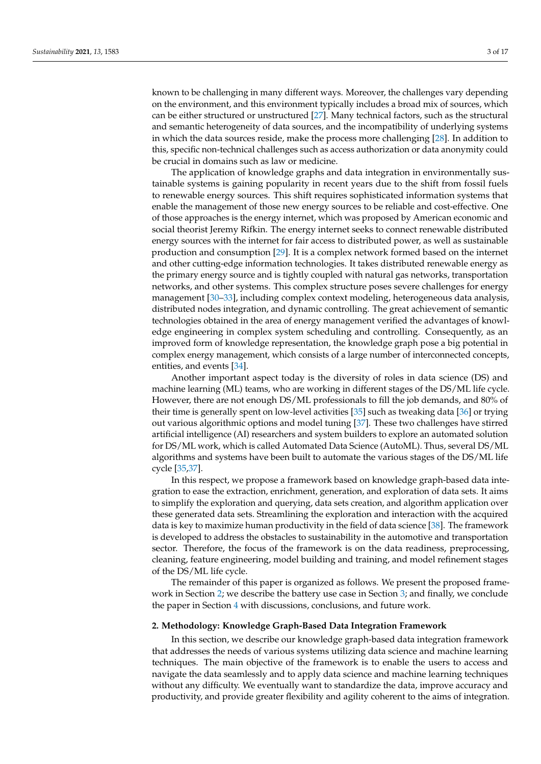known to be challenging in many different ways. Moreover, the challenges vary depending on the environment, and this environment typically includes a broad mix of sources, which can be either structured or unstructured [27]. Many technical factors, such as the structural and semantic heterogeneity of data sources, and the incompatibility of underlying systems in which the data sources reside, make the process more challenging [28]. In addition to this, specific non-technical challenges such as access authorization or data anonymity could be crucial in domains such as law or medicine.

The application of knowledge graphs and data integration in environmentally sustainable systems is gaining popularity in recent years due to the shift from fossil fuels to renewable energy sources. This shift requires sophisticated information systems that enable the management of those new energy sources to be reliable and cost-effective. One of those approaches is the energy internet, which was proposed by American economic and social theorist Jeremy Rifkin. The energy internet seeks to connect renewable distributed energy sources with the internet for fair access to distributed power, as well as sustainable production and consumption [29]. It is a complex network formed based on the internet and other cutting-edge information technologies. It takes distributed renewable energy as the primary energy source and is tightly coupled with natural gas networks, transportation networks, and other systems. This complex structure poses severe challenges for energy management [30–33], including complex context modeling, heterogeneous data analysis, distributed nodes integration, and dynamic controlling. The great achievement of semantic technologies obtained in the area of energy management verified the advantages of knowledge engineering in complex system scheduling and controlling. Consequently, as an improved form of knowledge representation, the knowledge graph pose a big potential in complex energy management, which consists of a large number of interconnected concepts, entities, and events [34].

Another important aspect today is the diversity of roles in data science (DS) and machine learning (ML) teams, who are working in different stages of the DS/ML life cycle. However, there are not enough DS/ML professionals to fill the job demands, and 80% of their time is generally spent on low-level activities [35] such as tweaking data [36] or trying out various algorithmic options and model tuning [37]. These two challenges have stirred artificial intelligence (AI) researchers and system builders to explore an automated solution for DS/ML work, which is called Automated Data Science (AutoML). Thus, several DS/ML algorithms and systems have been built to automate the various stages of the DS/ML life cycle [35,37].

In this respect, we propose a framework based on knowledge graph-based data integration to ease the extraction, enrichment, generation, and exploration of data sets. It aims to simplify the exploration and querying, data sets creation, and algorithm application over these generated data sets. Streamlining the exploration and interaction with the acquired data is key to maximize human productivity in the field of data science [38]. The framework is developed to address the obstacles to sustainability in the automotive and transportation sector. Therefore, the focus of the framework is on the data readiness, preprocessing, cleaning, feature engineering, model building and training, and model refinement stages of the DS/ML life cycle.

The remainder of this paper is organized as follows. We present the proposed framework in Section 2; we describe the battery use case in Section 3; and finally, we conclude the paper in Section 4 with discussions, conclusions, and future work.

## 2. Methodology: Knowledge Graph-Based Data Integration Framework

In this section, we describe our knowledge graph-based data integration framework that addresses the needs of various systems utilizing data science and machine learning techniques. The main objective of the framework is to enable the users to access and navigate the data seamlessly and to apply data science and machine learning techniques without any difficulty. We eventually want to standardize the data, improve accuracy and productivity, and provide greater flexibility and agility coherent to the aims of integration.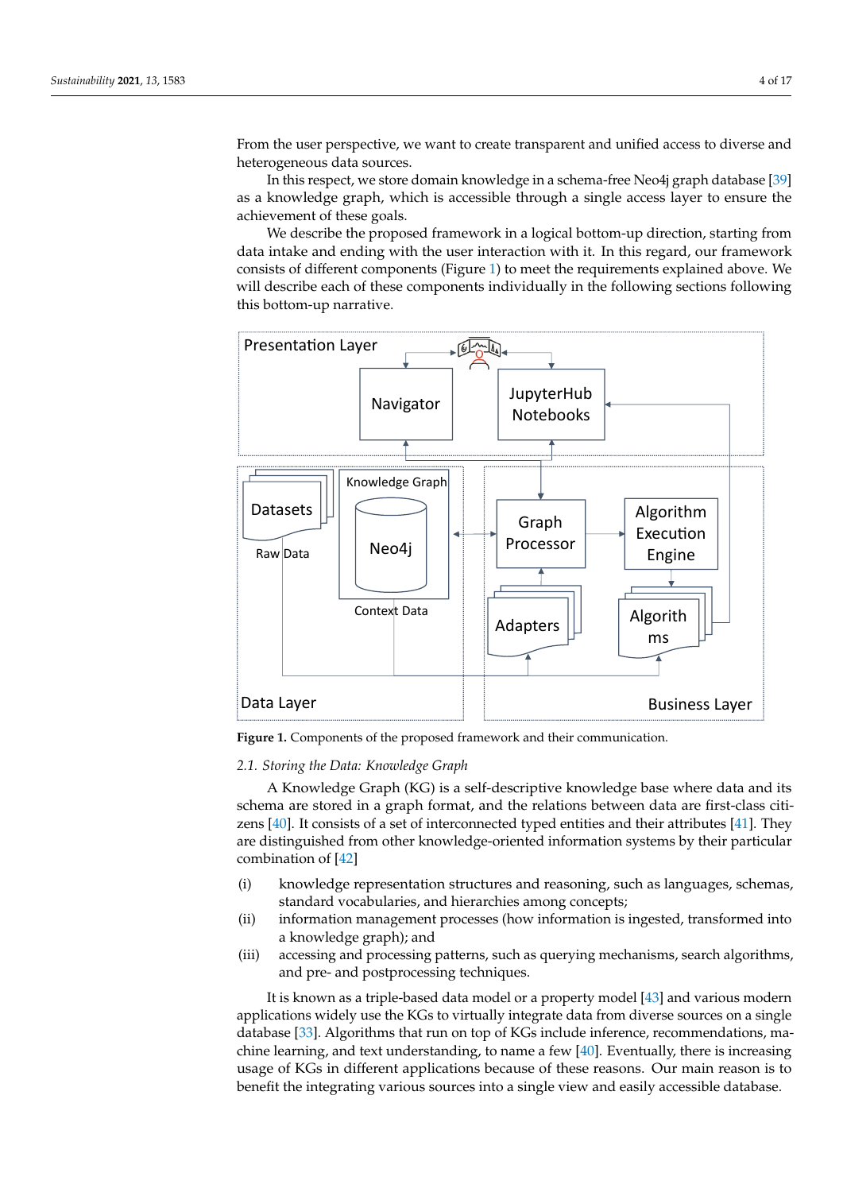From the user perspective, we want to create transparent and unified access to diverse and heterogeneous data sources.

In this respect, we store domain knowledge in a schema-free Neo4j graph database [39] as a knowledge graph, which is accessible through a single access layer to ensure the achievement of these goals.

We describe the proposed framework in a logical bottom-up direction, starting from data intake and ending with the user interaction with it. In this regard, our framework consists of different components (Figure 1) to meet the requirements explained above. We will describe each of these components individually in the following sections following this bottom-up narrative.

**Figure 1.** Components of the proposed framework and their communication.

### 2.1. Storing the Data: Knowledge Graph

A Knowledge Graph (KG) is a self-descriptive knowledge base where data and its schema are stored in a graph format, and the relations between data are first-class citizens [40]. It consists of a set of interconnected typed entities and their attributes [41]. They are distinguished from other knowledge-oriented information systems by their particular combination of [42]

(i) knowledge representation structures and reasoning, such as languages, schemas, standard vocabularies, and hierarchies among concepts;
(ii) information management processes (how information is ingested, transformed into a knowledge graph); and
(iii) accessing and processing patterns, such as querying mechanisms, search algorithms, and pre- and postprocessing techniques.

It is known as a triple-based data model or a property model [43] and various modern applications widely use the KGs to virtually integrate data from diverse sources on a single database [33]. Algorithms that run on top of KGs include inference, recommendations, machine learning, and text understanding, to name a few [40]. Eventually, there is increasing usage of KGs in different applications because of these reasons. Our main reason is to benefit the integrating various sources into a single view and easily accessible database.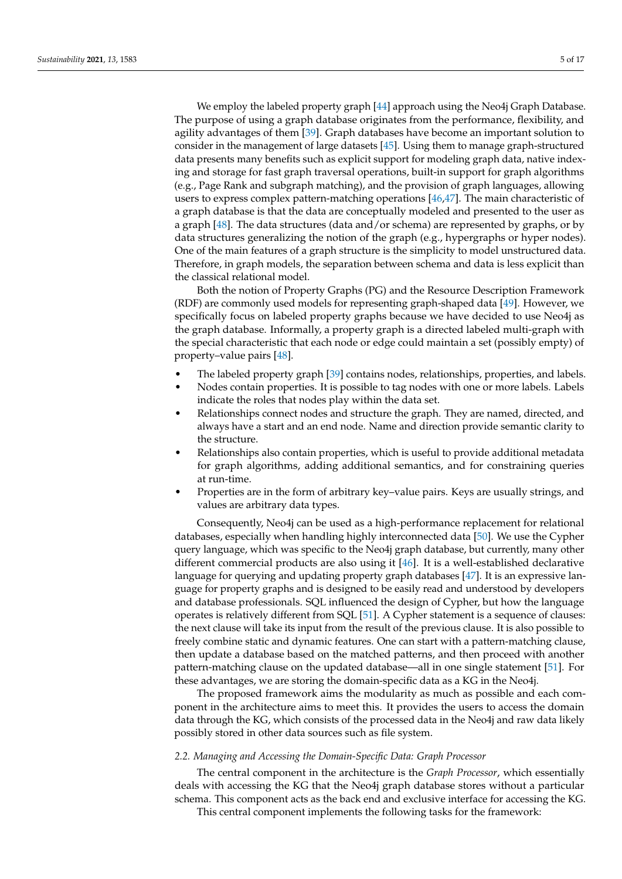We employ the labeled property graph [44] approach using the Neo4j Graph Database. The purpose of using a graph database originates from the performance, flexibility, and agility advantages of them [39]. Graph databases have become an important solution to consider in the management of large datasets [45]. Using them to manage graph-structured data presents many benefits such as explicit support for modeling graph data, native indexing and storage for fast graph traversal operations, built-in support for graph algorithms (e.g., Page Rank and subgraph matching), and the provision of graph languages, allowing users to express complex pattern-matching operations [46,47]. The main characteristic of a graph database is that the data are conceptually modeled and presented to the user as a graph [48]. The data structures (data and/or schema) are represented by graphs, or by data structures generalizing the notion of the graph (e.g., hypergraphs or hyper nodes). One of the main features of a graph structure is the simplicity to model unstructured data. Therefore, in graph models, the separation between schema and data is less explicit than the classical relational model.

Both the notion of Property Graphs (PG) and the Resource Description Framework (RDF) are commonly used models for representing graph-shaped data [49]. However, we specifically focus on labeled property graphs because we have decided to use Neo4j as the graph database. Informally, a property graph is a directed labeled multi-graph with the special characteristic that each node or edge could maintain a set (possibly empty) of property–value pairs [48].

- The labeled property graph [39] contains nodes, relationships, properties, and labels.
- Nodes contain properties. It is possible to tag nodes with one or more labels. Labels indicate the roles that nodes play within the data set.
- Relationships connect nodes and structure the graph. They are named, directed, and always have a start and an end node. Name and direction provide semantic clarity to the structure.
- Relationships also contain properties, which is useful to provide additional metadata for graph algorithms, adding additional semantics, and for constraining queries at run-time.
- Properties are in the form of arbitrary key–value pairs. Keys are usually strings, and values are arbitrary data types.

Consequently, Neo4j can be used as a high-performance replacement for relational databases, especially when handling highly interconnected data [50]. We use the Cypher query language, which was specific to the Neo4j graph database, but currently, many other different commercial products are also using it [46]. It is a well-established declarative language for querying and updating property graph databases [47]. It is an expressive language for property graphs and is designed to be easily read and understood by developers and database professionals. SQL influenced the design of Cypher, but how the language operates is relatively different from SQL [51]. A Cypher statement is a sequence of clauses: the next clause will take its input from the result of the previous clause. It is also possible to freely combine static and dynamic features. One can start with a pattern-matching clause, then update a database based on the matched patterns, and then proceed with another pattern-matching clause on the updated database—all in one single statement [51]. For these advantages, we are storing the domain-specific data as a KG in the Neo4j.

The proposed framework aims the modularity as much as possible and each component in the architecture aims to meet this. It provides the users to access the domain data through the KG, which consists of the processed data in the Neo4j and raw data likely possibly stored in other data sources such as file system.

### 2.2. Managing and Accessing the Domain-Specific Data: Graph Processor

The central component in the architecture is the *Graph Processor*, which essentially deals with accessing the KG that the Neo4j graph database stores without a particular schema. This component acts as the back end and exclusive interface for accessing the KG.

This central component implements the following tasks for the framework: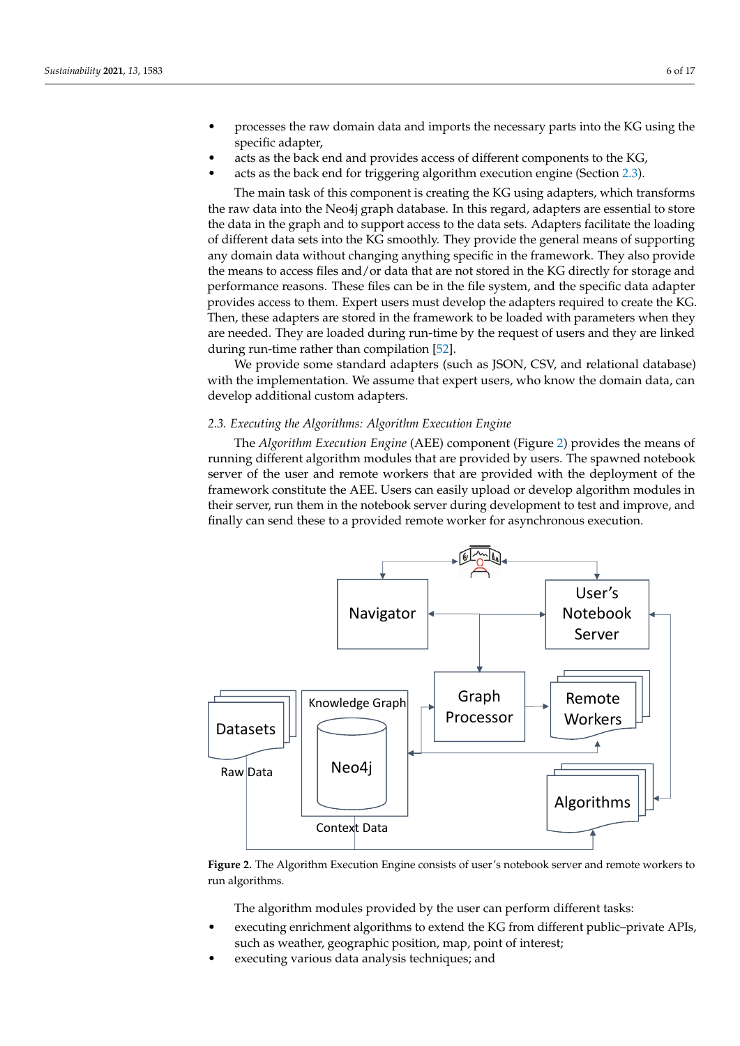- processes the raw domain data and imports the necessary parts into the KG using the specific adapter,
- acts as the back end and provides access of different components to the KG,
- acts as the back end for triggering algorithm execution engine (Section 2.3).

The main task of this component is creating the KG using adapters, which transforms the raw data into the Neo4j graph database. In this regard, adapters are essential to store the data in the graph and to support access to the data sets. Adapters facilitate the loading of different data sets into the KG smoothly. They provide the general means of supporting any domain data without changing anything specific in the framework. They also provide the means to access files and/or data that are not stored in the KG directly for storage and performance reasons. These files can be in the file system, and the specific data adapter provides access to them. Expert users must develop the adapters required to create the KG. Then, these adapters are stored in the framework to be loaded with parameters when they are needed. They are loaded during run-time by the request of users and they are linked during run-time rather than compilation [52].

We provide some standard adapters (such as JSON, CSV, and relational database) with the implementation. We assume that expert users, who know the domain data, can develop additional custom adapters.

### 2.3. Executing the Algorithms: Algorithm Execution Engine

The *Algorithm Execution Engine* (AEE) component (Figure 2) provides the means of running different algorithm modules that are provided by users. The spawned notebook server of the user and remote workers that are provided with the deployment of the framework constitute the AEE. Users can easily upload or develop algorithm modules in their server, run them in the notebook server during development to test and improve, and finally can send these to a provided remote worker for asynchronous execution.

**Figure 2.** The Algorithm Execution Engine consists of user's notebook server and remote workers to run algorithms.

The algorithm modules provided by the user can perform different tasks:

- executing enrichment algorithms to extend the KG from different public–private APIs, such as weather, geographic position, map, point of interest;
- executing various data analysis techniques; and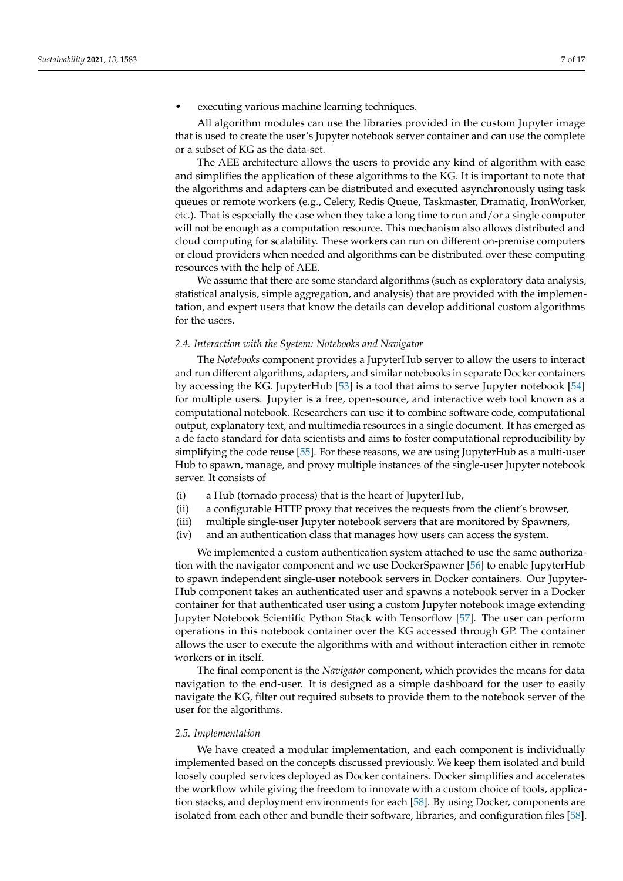- executing various machine learning techniques.

All algorithm modules can use the libraries provided in the custom Jupyter image that is used to create the user's Jupyter notebook server container and can use the complete or a subset of KG as the data-set.

The AEE architecture allows the users to provide any kind of algorithm with ease and simplifies the application of these algorithms to the KG. It is important to note that the algorithms and adapters can be distributed and executed asynchronously using task queues or remote workers (e.g., Celery, Redis Queue, Taskmaster, Dramatiq, IronWorker, etc.). That is especially the case when they take a long time to run and/or a single computer will not be enough as a computation resource. This mechanism also allows distributed and cloud computing for scalability. These workers can run on different on-premise computers or cloud providers when needed and algorithms can be distributed over these computing resources with the help of AEE.

We assume that there are some standard algorithms (such as exploratory data analysis, statistical analysis, simple aggregation, and analysis) that are provided with the implementation, and expert users that know the details can develop additional custom algorithms for the users.

### 2.4. Interaction with the System: Notebooks and Navigator

The *Notebooks* component provides a JupyterHub server to allow the users to interact and run different algorithms, adapters, and similar notebooks in separate Docker containers by accessing the KG. JupyterHub [53] is a tool that aims to serve Jupyter notebook [54] for multiple users. Jupyter is a free, open-source, and interactive web tool known as a computational notebook. Researchers can use it to combine software code, computational output, explanatory text, and multimedia resources in a single document. It has emerged as a de facto standard for data scientists and aims to foster computational reproducibility by simplifying the code reuse [55]. For these reasons, we are using JupyterHub as a multi-user Hub to spawn, manage, and proxy multiple instances of the single-user Jupyter notebook server. It consists of

(i) a Hub (tornado process) that is the heart of JupyterHub,
(ii) a configurable HTTP proxy that receives the requests from the client's browser,
(iii) multiple single-user Jupyter notebook servers that are monitored by Spawners,
(iv) and an authentication class that manages how users can access the system.

We implemented a custom authentication system attached to use the same authorization with the navigator component and we use DockerSpawner [56] to enable JupyterHub to spawn independent single-user notebook servers in Docker containers. Our JupyterHub component takes an authenticated user and spawns a notebook server in a Docker container for that authenticated user using a custom Jupyter notebook image extending Jupyter Notebook Scientific Python Stack with Tensorflow [57]. The user can perform operations in this notebook container over the KG accessed through GP. The container allows the user to execute the algorithms with and without interaction either in remote workers or in itself.

The final component is the *Navigator* component, which provides the means for data navigation to the end-user. It is designed as a simple dashboard for the user to easily navigate the KG, filter out required subsets to provide them to the notebook server of the user for the algorithms.

### 2.5. Implementation

We have created a modular implementation, and each component is individually implemented based on the concepts discussed previously. We keep them isolated and build loosely coupled services deployed as Docker containers. Docker simplifies and accelerates the workflow while giving the freedom to innovate with a custom choice of tools, application stacks, and deployment environments for each [58]. By using Docker, components are isolated from each other and bundle their software, libraries, and configuration files [58].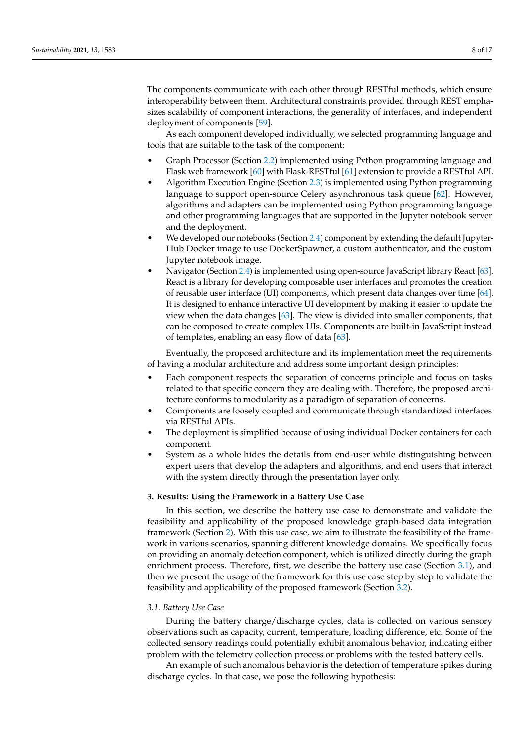The components communicate with each other through RESTful methods, which ensure interoperability between them. Architectural constraints provided through REST emphasizes scalability of component interactions, the generality of interfaces, and independent deployment of components [59].

As each component developed individually, we selected programming language and tools that are suitable to the task of the component:

- Graph Processor (Section 2.2) implemented using Python programming language and Flask web framework [60] with Flask-RESTful [61] extension to provide a RESTful API.
- Algorithm Execution Engine (Section 2.3) is implemented using Python programming language to support open-source Celery asynchronous task queue [62]. However, algorithms and adapters can be implemented using Python programming language and other programming languages that are supported in the Jupyter notebook server and the deployment.
- We developed our notebooks (Section 2.4) component by extending the default JupyterHub Docker image to use DockerSpawner, a custom authenticator, and the custom Jupyter notebook image.
- Navigator (Section 2.4) is implemented using open-source JavaScript library React [63]. React is a library for developing composable user interfaces and promotes the creation of reusable user interface (UI) components, which present data changes over time [64]. It is designed to enhance interactive UI development by making it easier to update the view when the data changes [63]. The view is divided into smaller components, that can be composed to create complex UIs. Components are built-in JavaScript instead of templates, enabling an easy flow of data [63].

Eventually, the proposed architecture and its implementation meet the requirements of having a modular architecture and address some important design principles:

- Each component respects the separation of concerns principle and focus on tasks related to that specific concern they are dealing with. Therefore, the proposed architecture conforms to modularity as a paradigm of separation of concerns.
- Components are loosely coupled and communicate through standardized interfaces via RESTful APIs.
- The deployment is simplified because of using individual Docker containers for each component.
- System as a whole hides the details from end-user while distinguishing between expert users that develop the adapters and algorithms, and end users that interact with the system directly through the presentation layer only.

## 3. Results: Using the Framework in a Battery Use Case

In this section, we describe the battery use case to demonstrate and validate the feasibility and applicability of the proposed knowledge graph-based data integration framework (Section 2). With this use case, we aim to illustrate the feasibility of the framework in various scenarios, spanning different knowledge domains. We specifically focus on providing an anomaly detection component, which is utilized directly during the graph enrichment process. Therefore, first, we describe the battery use case (Section 3.1), and then we present the usage of the framework for this use case step by step to validate the feasibility and applicability of the proposed framework (Section 3.2).

### *3.1. Battery Use Case*

During the battery charge/discharge cycles, data is collected on various sensory observations such as capacity, current, temperature, loading difference, etc. Some of the collected sensory readings could potentially exhibit anomalous behavior, indicating either problem with the telemetry collection process or problems with the tested battery cells.

An example of such anomalous behavior is the detection of temperature spikes during discharge cycles. In that case, we pose the following hypothesis: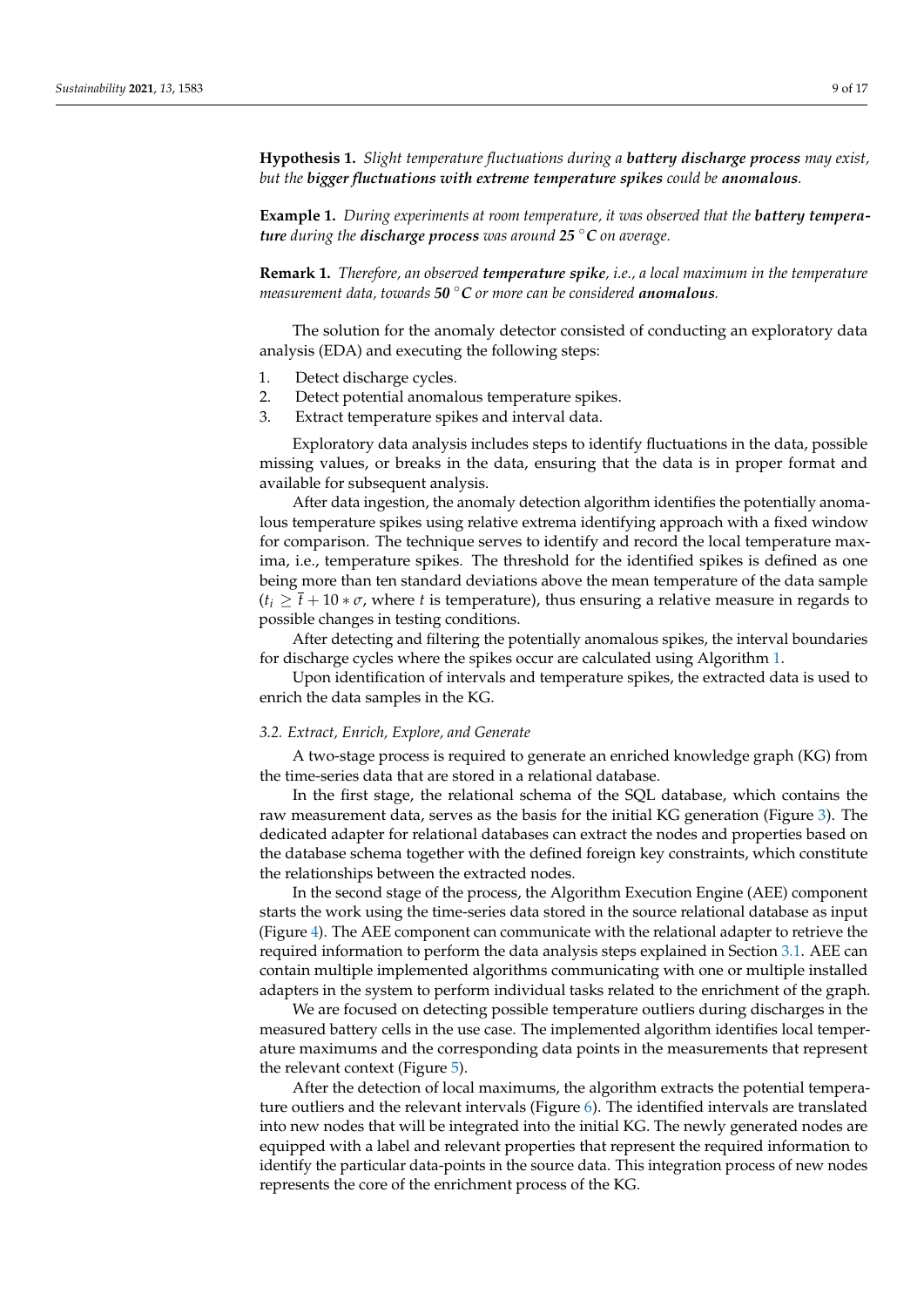**Hypothesis 1.** *Slight temperature fluctuations during a* ***battery discharge process*** *may exist, but the* ***bigger fluctuations with extreme temperature spikes*** *could be* ***anomalous****.*

**Example 1.** *During experiments at room temperature, it was observed that the* ***battery temperature*** *during the* ***discharge process*** *was around* ***25 °C*** *on average.*

**Remark 1.** *Therefore, an observed* ***temperature spike****, i.e., a local maximum in the temperature measurement data, towards* ***50 °C*** *or more can be considered* ***anomalous****.*

The solution for the anomaly detector consisted of conducting an exploratory data analysis (EDA) and executing the following steps:

1. Detect discharge cycles.
2. Detect potential anomalous temperature spikes.
3. Extract temperature spikes and interval data.

Exploratory data analysis includes steps to identify fluctuations in the data, possible missing values, or breaks in the data, ensuring that the data is in proper format and available for subsequent analysis.

After data ingestion, the anomaly detection algorithm identifies the potentially anomalous temperature spikes using relative extrema identifying approach with a fixed window for comparison. The technique serves to identify and record the local temperature maxima, i.e., temperature spikes. The threshold for the identified spikes is defined as one being more than ten standard deviations above the mean temperature of the data sample ($t_i \geq \bar{t} + 10 * \sigma$, where $t$ is temperature), thus ensuring a relative measure in regards to possible changes in testing conditions.

After detecting and filtering the potentially anomalous spikes, the interval boundaries for discharge cycles where the spikes occur are calculated using Algorithm 1.

Upon identification of intervals and temperature spikes, the extracted data is used to enrich the data samples in the KG.

### 3.2. Extract, Enrich, Explore, and Generate

A two-stage process is required to generate an enriched knowledge graph (KG) from the time-series data that are stored in a relational database.

In the first stage, the relational schema of the SQL database, which contains the raw measurement data, serves as the basis for the initial KG generation (Figure 3). The dedicated adapter for relational databases can extract the nodes and properties based on the database schema together with the defined foreign key constraints, which constitute the relationships between the extracted nodes.

In the second stage of the process, the Algorithm Execution Engine (AEE) component starts the work using the time-series data stored in the source relational database as input (Figure 4). The AEE component can communicate with the relational adapter to retrieve the required information to perform the data analysis steps explained in Section 3.1. AEE can contain multiple implemented algorithms communicating with one or multiple installed adapters in the system to perform individual tasks related to the enrichment of the graph.

We are focused on detecting possible temperature outliers during discharges in the measured battery cells in the use case. The implemented algorithm identifies local temperature maximums and the corresponding data points in the measurements that represent the relevant context (Figure 5).

After the detection of local maximums, the algorithm extracts the potential temperature outliers and the relevant intervals (Figure 6). The identified intervals are translated into new nodes that will be integrated into the initial KG. The newly generated nodes are equipped with a label and relevant properties that represent the required information to identify the particular data-points in the source data. This integration process of new nodes represents the core of the enrichment process of the KG.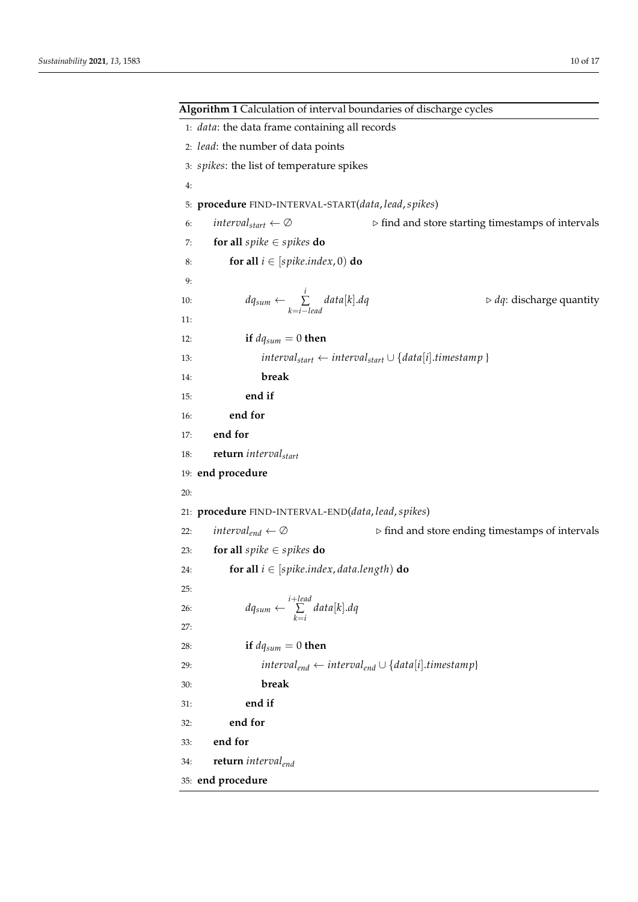**Algorithm 1** Calculation of interval boundaries of discharge cycles

```
1:  data: the data frame containing all records
2:  lead: the number of data points
3:  spikes: the list of temperature spikes
4:
5:  procedure FIND-INTERVAL-START(data, lead, spikes)
6:      interval_start ← ∅                    ▷ find and store starting timestamps of intervals
7:      for all spike ∈ spikes do
8:          for all i ∈ [spike.index, 0) do
9:
10:             dq_sum ← Σ_{k=i−lead}^{i} data[k].dq                 ▷ dq: discharge quantity
11:
12:             if dq_sum = 0 then
13:                 interval_start ← interval_start ∪ {data[i].timestamp }
14:                 break
15:             end if
16:         end for
17:     end for
18:     return interval_start
19: end procedure
20:
21: procedure FIND-INTERVAL-END(data, lead, spikes)
22:     interval_end ← ∅                      ▷ find and store ending timestamps of intervals
23:     for all spike ∈ spikes do
24:         for all i ∈ [spike.index, data.length) do
25:
26:             dq_sum ← Σ_{k=i}^{i+lead} data[k].dq
27:
28:             if dq_sum = 0 then
29:                 interval_end ← interval_end ∪ {data[i].timestamp}
30:                 break
31:             end if
32:         end for
33:     end for
34:     return interval_end
35: end procedure
```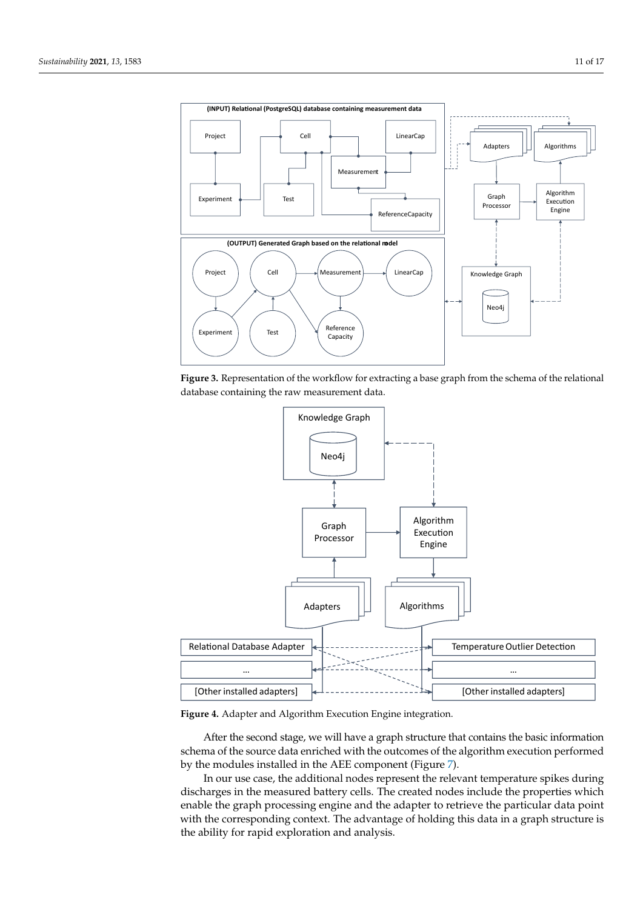**Figure 3.** Representation of the workflow for extracting a base graph from the schema of the relational database containing the raw measurement data.

**Figure 4.** Adapter and Algorithm Execution Engine integration.

After the second stage, we will have a graph structure that contains the basic information schema of the source data enriched with the outcomes of the algorithm execution performed by the modules installed in the AEE component (Figure 7).

In our use case, the additional nodes represent the relevant temperature spikes during discharges in the measured battery cells. The created nodes include the properties which enable the graph processing engine and the adapter to retrieve the particular data point with the corresponding context. The advantage of holding this data in a graph structure is the ability for rapid exploration and analysis.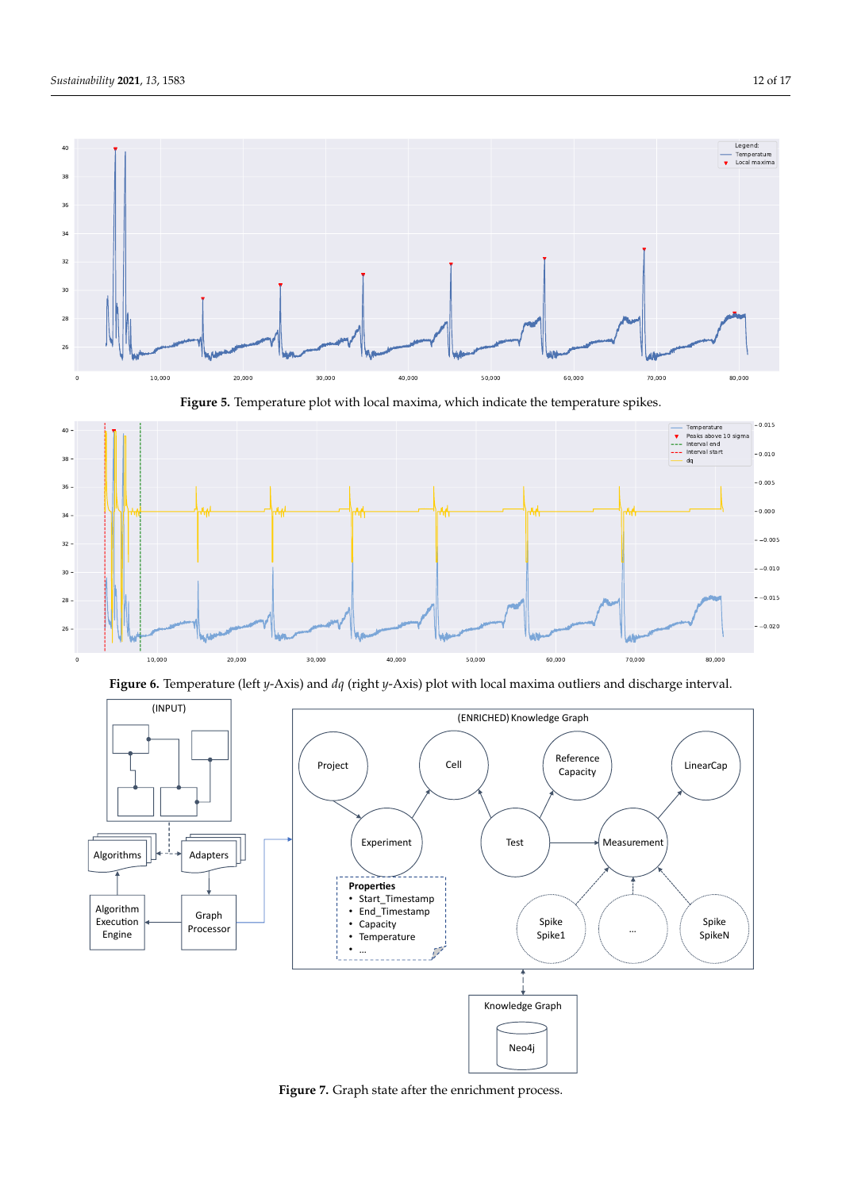**Figure 5.** Temperature plot with local maxima, which indicate the temperature spikes.

**Figure 6.** Temperature (left *y*-Axis) and *dq* (right *y*-Axis) plot with local maxima outliers and discharge interval.

**Figure 7.** Graph state after the enrichment process.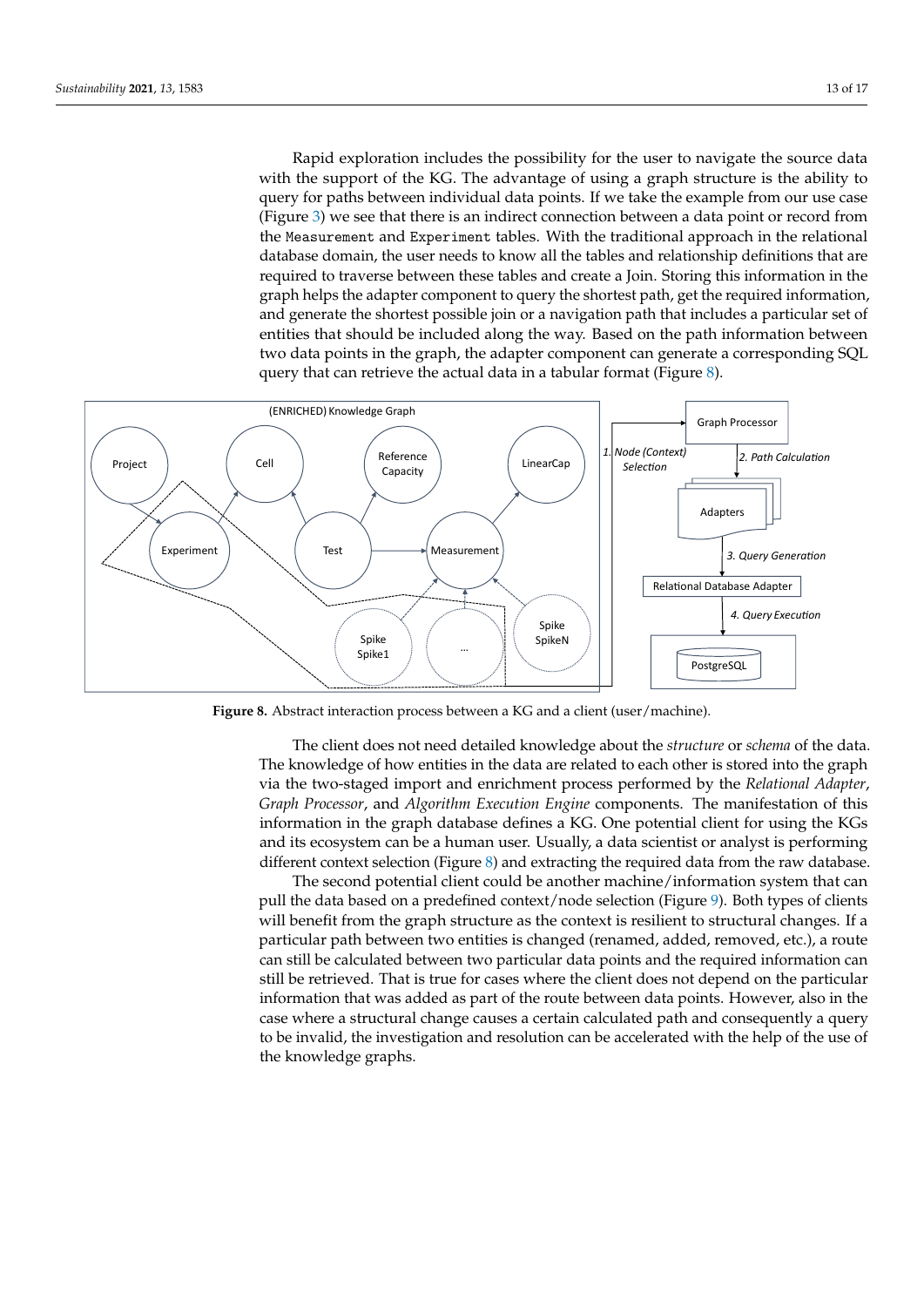Rapid exploration includes the possibility for the user to navigate the source data with the support of the KG. The advantage of using a graph structure is the ability to query for paths between individual data points. If we take the example from our use case (Figure 3) we see that there is an indirect connection between a data point or record from the `Measurement` and `Experiment` tables. With the traditional approach in the relational database domain, the user needs to know all the tables and relationship definitions that are required to traverse between these tables and create a Join. Storing this information in the graph helps the adapter component to query the shortest path, get the required information, and generate the shortest possible join or a navigation path that includes a particular set of entities that should be included along the way. Based on the path information between two data points in the graph, the adapter component can generate a corresponding SQL query that can retrieve the actual data in a tabular format (Figure 8).

**Figure 8.** Abstract interaction process between a KG and a client (user/machine).

The client does not need detailed knowledge about the *structure* or *schema* of the data. The knowledge of how entities in the data are related to each other is stored into the graph via the two-staged import and enrichment process performed by the *Relational Adapter*, *Graph Processor*, and *Algorithm Execution Engine* components. The manifestation of this information in the graph database defines a KG. One potential client for using the KGs and its ecosystem can be a human user. Usually, a data scientist or analyst is performing different context selection (Figure 8) and extracting the required data from the raw database.

The second potential client could be another machine/information system that can pull the data based on a predefined context/node selection (Figure 9). Both types of clients will benefit from the graph structure as the context is resilient to structural changes. If a particular path between two entities is changed (renamed, added, removed, etc.), a route can still be calculated between two particular data points and the required information can still be retrieved. That is true for cases where the client does not depend on the particular information that was added as part of the route between data points. However, also in the case where a structural change causes a certain calculated path and consequently a query to be invalid, the investigation and resolution can be accelerated with the help of the use of the knowledge graphs.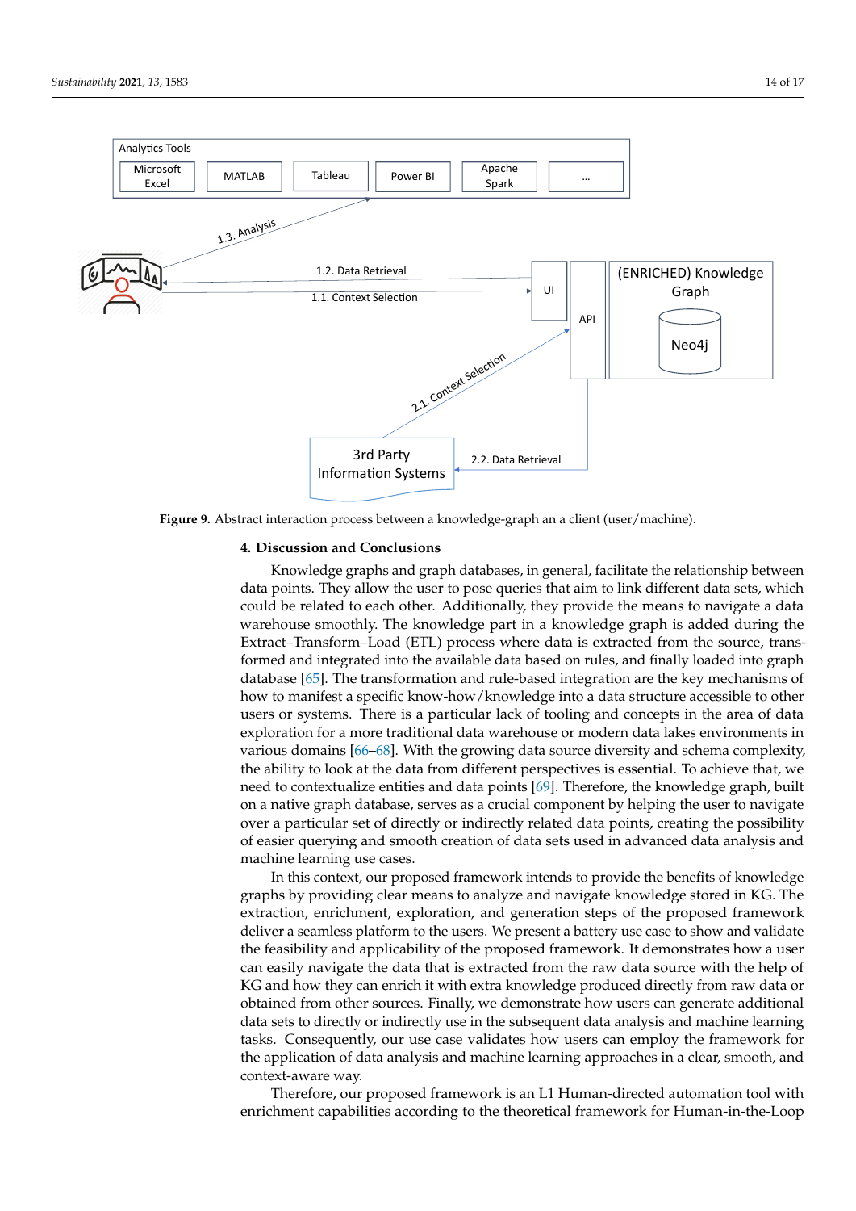Figure 9. Abstract interaction process between a knowledge-graph an a client (user/machine).

## 4. Discussion and Conclusions

Knowledge graphs and graph databases, in general, facilitate the relationship between data points. They allow the user to pose queries that aim to link different data sets, which could be related to each other. Additionally, they provide the means to navigate a data warehouse smoothly. The knowledge part in a knowledge graph is added during the Extract–Transform–Load (ETL) process where data is extracted from the source, transformed and integrated into the available data based on rules, and finally loaded into graph database [65]. The transformation and rule-based integration are the key mechanisms of how to manifest a specific know-how/knowledge into a data structure accessible to other users or systems. There is a particular lack of tooling and concepts in the area of data exploration for a more traditional data warehouse or modern data lakes environments in various domains [66–68]. With the growing data source diversity and schema complexity, the ability to look at the data from different perspectives is essential. To achieve that, we need to contextualize entities and data points [69]. Therefore, the knowledge graph, built on a native graph database, serves as a crucial component by helping the user to navigate over a particular set of directly or indirectly related data points, creating the possibility of easier querying and smooth creation of data sets used in advanced data analysis and machine learning use cases.

In this context, our proposed framework intends to provide the benefits of knowledge graphs by providing clear means to analyze and navigate knowledge stored in KG. The extraction, enrichment, exploration, and generation steps of the proposed framework deliver a seamless platform to the users. We present a battery use case to show and validate the feasibility and applicability of the proposed framework. It demonstrates how a user can easily navigate the data that is extracted from the raw data source with the help of KG and how they can enrich it with extra knowledge produced directly from raw data or obtained from other sources. Finally, we demonstrate how users can generate additional data sets to directly or indirectly use in the subsequent data analysis and machine learning tasks. Consequently, our use case validates how users can employ the framework for the application of data analysis and machine learning approaches in a clear, smooth, and context-aware way.

Therefore, our proposed framework is an L1 Human-directed automation tool with enrichment capabilities according to the theoretical framework for Human-in-the-Loop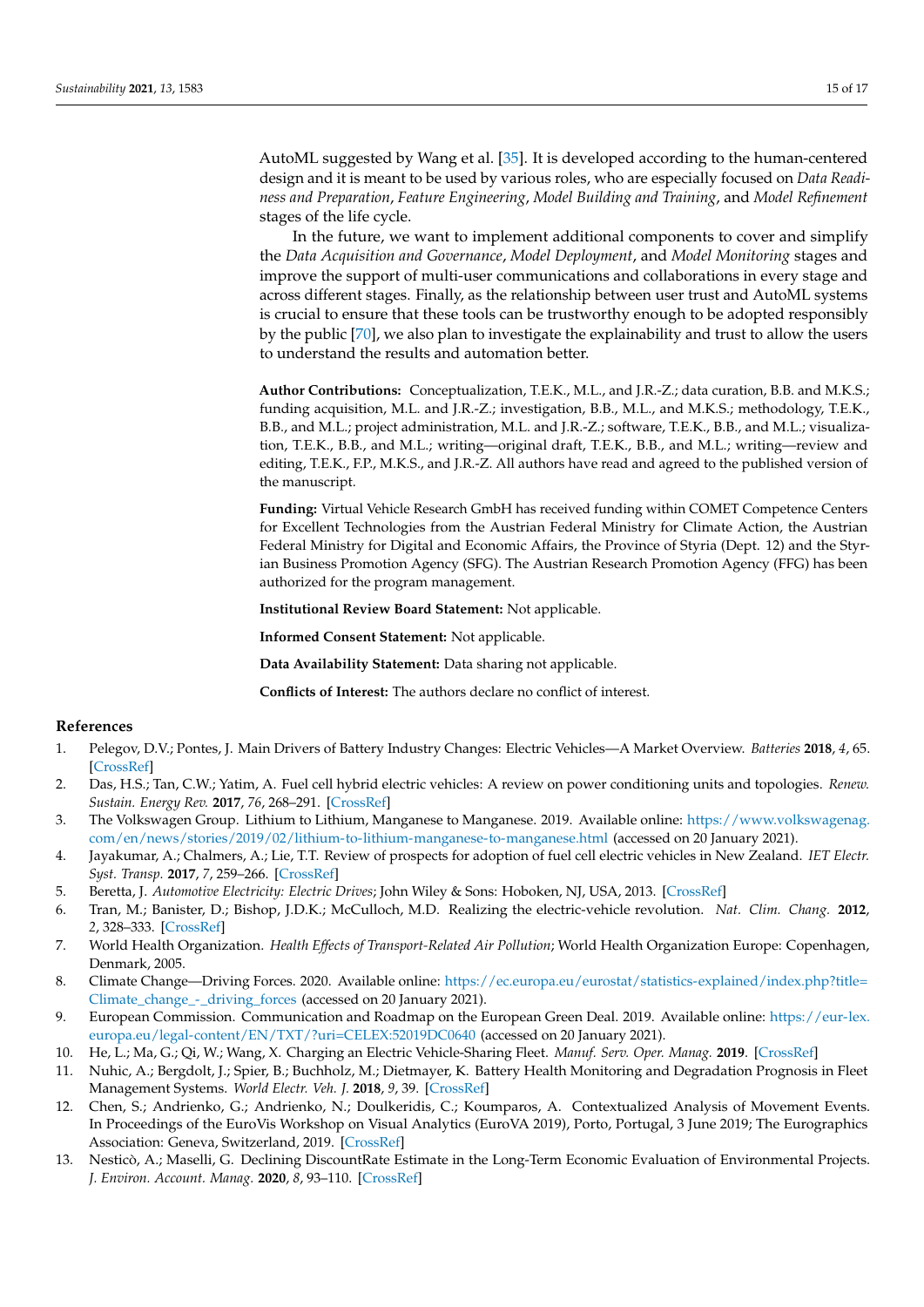AutoML suggested by Wang et al. [35]. It is developed according to the human-centered design and it is meant to be used by various roles, who are especially focused on *Data Readiness and Preparation*, *Feature Engineering*, *Model Building and Training*, and *Model Refinement* stages of the life cycle.

In the future, we want to implement additional components to cover and simplify the *Data Acquisition and Governance*, *Model Deployment*, and *Model Monitoring* stages and improve the support of multi-user communications and collaborations in every stage and across different stages. Finally, as the relationship between user trust and AutoML systems is crucial to ensure that these tools can be trustworthy enough to be adopted responsibly by the public [70], we also plan to investigate the explainability and trust to allow the users to understand the results and automation better.

**Author Contributions:** Conceptualization, T.E.K., M.L., and J.R.-Z.; data curation, B.B. and M.K.S.; funding acquisition, M.L. and J.R.-Z.; investigation, B.B., M.L., and M.K.S.; methodology, T.E.K., B.B., and M.L.; project administration, M.L. and J.R.-Z.; software, T.E.K., B.B., and M.L.; visualization, T.E.K., B.B., and M.L.; writing—original draft, T.E.K., B.B., and M.L.; writing—review and editing, T.E.K., F.P., M.K.S., and J.R.-Z. All authors have read and agreed to the published version of the manuscript.

**Funding:** Virtual Vehicle Research GmbH has received funding within COMET Competence Centers for Excellent Technologies from the Austrian Federal Ministry for Climate Action, the Austrian Federal Ministry for Digital and Economic Affairs, the Province of Styria (Dept. 12) and the Styrian Business Promotion Agency (SFG). The Austrian Research Promotion Agency (FFG) has been authorized for the program management.

**Institutional Review Board Statement:** Not applicable.

**Informed Consent Statement:** Not applicable.

**Data Availability Statement:** Data sharing not applicable.

**Conflicts of Interest:** The authors declare no conflict of interest.

## References

1. Pelegov, D.V.; Pontes, J. Main Drivers of Battery Industry Changes: Electric Vehicles—A Market Overview. *Batteries* **2018**, *4*, 65. [CrossRef]
2. Das, H.S.; Tan, C.W.; Yatim, A. Fuel cell hybrid electric vehicles: A review on power conditioning units and topologies. *Renew. Sustain. Energy Rev.* **2017**, *76*, 268–291. [CrossRef]
3. The Volkswagen Group. Lithium to Lithium, Manganese to Manganese. 2019. Available online: https://www.volkswagenag.com/en/news/stories/2019/02/lithium-to-lithium-manganese-to-manganese.html (accessed on 20 January 2021).
4. Jayakumar, A.; Chalmers, A.; Lie, T.T. Review of prospects for adoption of fuel cell electric vehicles in New Zealand. *IET Electr. Syst. Transp.* **2017**, *7*, 259–266. [CrossRef]
5. Beretta, J. *Automotive Electricity: Electric Drives*; John Wiley & Sons: Hoboken, NJ, USA, 2013. [CrossRef]
6. Tran, M.; Banister, D.; Bishop, J.D.K.; McCulloch, M.D. Realizing the electric-vehicle revolution. *Nat. Clim. Chang.* **2012**, *2*, 328–333. [CrossRef]
7. World Health Organization. *Health Effects of Transport-Related Air Pollution*; World Health Organization Europe: Copenhagen, Denmark, 2005.
8. Climate Change—Driving Forces. 2020. Available online: https://ec.europa.eu/eurostat/statistics-explained/index.php?title=Climate_change_-_driving_forces (accessed on 20 January 2021).
9. European Commission. Communication and Roadmap on the European Green Deal. 2019. Available online: https://eur-lex.europa.eu/legal-content/EN/TXT/?uri=CELEX:52019DC0640 (accessed on 20 January 2021).
10. He, L.; Ma, G.; Qi, W.; Wang, X. Charging an Electric Vehicle-Sharing Fleet. *Manuf. Serv. Oper. Manag.* **2019**. [CrossRef]
11. Nuhic, A.; Bergdolt, J.; Spier, B.; Buchholz, M.; Dietmayer, K. Battery Health Monitoring and Degradation Prognosis in Fleet Management Systems. *World Electr. Veh. J.* **2018**, *9*, 39. [CrossRef]
12. Chen, S.; Andrienko, G.; Andrienko, N.; Doulkeridis, C.; Koumparos, A. Contextualized Analysis of Movement Events. In Proceedings of the EuroVis Workshop on Visual Analytics (EuroVA 2019), Porto, Portugal, 3 June 2019; The Eurographics Association: Geneva, Switzerland, 2019. [CrossRef]
13. Nesticò, A.; Maselli, G. Declining DiscountRate Estimate in the Long-Term Economic Evaluation of Environmental Projects. *J. Environ. Account. Manag.* **2020**, *8*, 93–110. [CrossRef]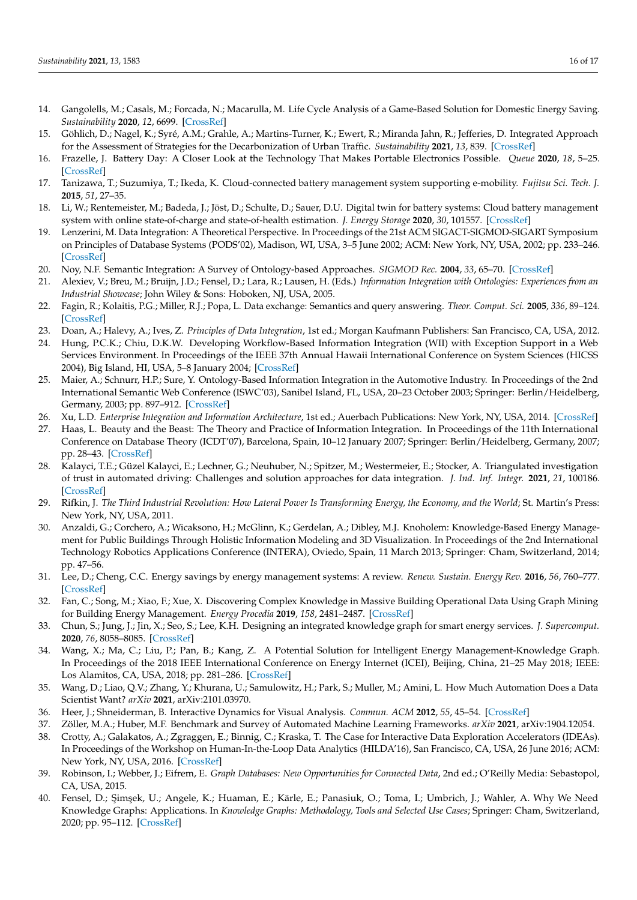14. Gangolells, M.; Casals, M.; Forcada, N.; Macarulla, M. Life Cycle Analysis of a Game-Based Solution for Domestic Energy Saving. *Sustainability* **2020**, *12*, 6699. [CrossRef]
15. Göhlich, D.; Nagel, K.; Syré, A.M.; Grahle, A.; Martins-Turner, K.; Ewert, R.; Miranda Jahn, R.; Jefferies, D. Integrated Approach for the Assessment of Strategies for the Decarbonization of Urban Traffic. *Sustainability* **2021**, *13*, 839. [CrossRef]
16. Frazelle, J. Battery Day: A Closer Look at the Technology That Makes Portable Electronics Possible. *Queue* **2020**, *18*, 5–25. [CrossRef]
17. Tanizawa, T.; Suzumiya, T.; Ikeda, K. Cloud-connected battery management system supporting e-mobility. *Fujitsu Sci. Tech. J.* **2015**, *51*, 27–35.
18. Li, W.; Rentemeister, M.; Badeda, J.; Jöst, D.; Schulte, D.; Sauer, D.U. Digital twin for battery systems: Cloud battery management system with online state-of-charge and state-of-health estimation. *J. Energy Storage* **2020**, *30*, 101557. [CrossRef]
19. Lenzerini, M. Data Integration: A Theoretical Perspective. In Proceedings of the 21st ACM SIGACT-SIGMOD-SIGART Symposium on Principles of Database Systems (PODS'02), Madison, WI, USA, 3–5 June 2002; ACM: New York, NY, USA, 2002; pp. 233–246. [CrossRef]
20. Noy, N.F. Semantic Integration: A Survey of Ontology-based Approaches. *SIGMOD Rec.* **2004**, *33*, 65–70. [CrossRef]
21. Alexiev, V.; Breu, M.; Bruijn, J.D.; Fensel, D.; Lara, R.; Lausen, H. (Eds.) *Information Integration with Ontologies: Experiences from an Industrial Showcase*; John Wiley & Sons: Hoboken, NJ, USA, 2005.
22. Fagin, R.; Kolaitis, P.G.; Miller, R.J.; Popa, L. Data exchange: Semantics and query answering. *Theor. Comput. Sci.* **2005**, *336*, 89–124. [CrossRef]
23. Doan, A.; Halevy, A.; Ives, Z. *Principles of Data Integration*, 1st ed.; Morgan Kaufmann Publishers: San Francisco, CA, USA, 2012.
24. Hung, P.C.K.; Chiu, D.K.W. Developing Workflow-Based Information Integration (WII) with Exception Support in a Web Services Environment. In Proceedings of the IEEE 37th Annual Hawaii International Conference on System Sciences (HICSS 2004), Big Island, HI, USA, 5–8 January 2004; [CrossRef]
25. Maier, A.; Schnurr, H.P.; Sure, Y. Ontology-Based Information Integration in the Automotive Industry. In Proceedings of the 2nd International Semantic Web Conference (ISWC'03), Sanibel Island, FL, USA, 20–23 October 2003; Springer: Berlin/Heidelberg, Germany, 2003; pp. 897–912. [CrossRef]
26. Xu, L.D. *Enterprise Integration and Information Architecture*, 1st ed.; Auerbach Publications: New York, NY, USA, 2014. [CrossRef]
27. Haas, L. Beauty and the Beast: The Theory and Practice of Information Integration. In Proceedings of the 11th International Conference on Database Theory (ICDT'07), Barcelona, Spain, 10–12 January 2007; Springer: Berlin/Heidelberg, Germany, 2007; pp. 28–43. [CrossRef]
28. Kalayci, T.E.; Güzel Kalayci, E.; Lechner, G.; Neuhuber, N.; Spitzer, M.; Westermeier, E.; Stocker, A. Triangulated investigation of trust in automated driving: Challenges and solution approaches for data integration. *J. Ind. Inf. Integr.* **2021**, *21*, 100186. [CrossRef]
29. Rifkin, J. *The Third Industrial Revolution: How Lateral Power Is Transforming Energy, the Economy, and the World*; St. Martin's Press: New York, NY, USA, 2011.
30. Anzaldi, G.; Corchero, A.; Wicaksono, H.; McGlinn, K.; Gerdelan, A.; Dibley, M.J. Knoholem: Knowledge-Based Energy Management for Public Buildings Through Holistic Information Modeling and 3D Visualization. In Proceedings of the 2nd International Technology Robotics Applications Conference (INTERA), Oviedo, Spain, 11 March 2013; Springer: Cham, Switzerland, 2014; pp. 47–56.
31. Lee, D.; Cheng, C.C. Energy savings by energy management systems: A review. *Renew. Sustain. Energy Rev.* **2016**, *56*, 760–777. [CrossRef]
32. Fan, C.; Song, M.; Xiao, F.; Xue, X. Discovering Complex Knowledge in Massive Building Operational Data Using Graph Mining for Building Energy Management. *Energy Procedia* **2019**, *158*, 2481–2487. [CrossRef]
33. Chun, S.; Jung, J.; Jin, X.; Seo, S.; Lee, K.H. Designing an integrated knowledge graph for smart energy services. *J. Supercomput.* **2020**, *76*, 8058–8085. [CrossRef]
34. Wang, X.; Ma, C.; Liu, P.; Pan, B.; Kang, Z. A Potential Solution for Intelligent Energy Management-Knowledge Graph. In Proceedings of the 2018 IEEE International Conference on Energy Internet (ICEI), Beijing, China, 21–25 May 2018; IEEE: Los Alamitos, CA, USA, 2018; pp. 281–286. [CrossRef]
35. Wang, D.; Liao, Q.V.; Zhang, Y.; Khurana, U.; Samulowitz, H.; Park, S.; Muller, M.; Amini, L. How Much Automation Does a Data Scientist Want? *arXiv* **2021**, arXiv:2101.03970.
36. Heer, J.; Shneiderman, B. Interactive Dynamics for Visual Analysis. *Commun. ACM* **2012**, *55*, 45–54. [CrossRef]
37. Zöller, M.A.; Huber, M.F. Benchmark and Survey of Automated Machine Learning Frameworks. *arXiv* **2021**, arXiv:1904.12054.
38. Crotty, A.; Galakatos, A.; Zgraggen, E.; Binnig, C.; Kraska, T. The Case for Interactive Data Exploration Accelerators (IDEAs). In Proceedings of the Workshop on Human-In-the-Loop Data Analytics (HILDA'16), San Francisco, CA, USA, 26 June 2016; ACM: New York, NY, USA, 2016. [CrossRef]
39. Robinson, I.; Webber, J.; Eifrem, E. *Graph Databases: New Opportunities for Connected Data*, 2nd ed.; O'Reilly Media: Sebastopol, CA, USA, 2015.
40. Fensel, D.; Şimşek, U.; Angele, K.; Huaman, E.; Kärle, E.; Panasiuk, O.; Toma, I.; Umbrich, J.; Wahler, A. Why We Need Knowledge Graphs: Applications. In *Knowledge Graphs: Methodology, Tools and Selected Use Cases*; Springer: Cham, Switzerland, 2020; pp. 95–112. [CrossRef]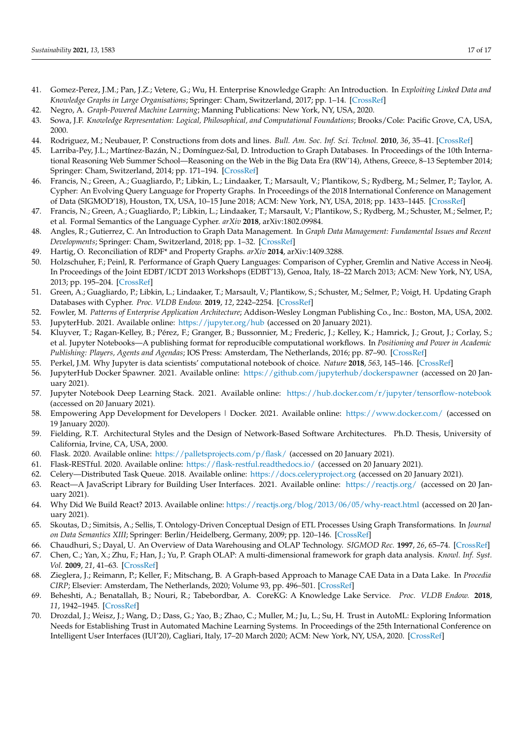41. Gomez-Perez, J.M.; Pan, J.Z.; Vetere, G.; Wu, H. Enterprise Knowledge Graph: An Introduction. In *Exploiting Linked Data and Knowledge Graphs in Large Organisations*; Springer: Cham, Switzerland, 2017; pp. 1–14. [CrossRef]
42. Negro, A. *Graph-Powered Machine Learning*; Manning Publications: New York, NY, USA, 2020.
43. Sowa, J.F. *Knowledge Representation: Logical, Philosophical, and Computational Foundations*; Brooks/Cole: Pacific Grove, CA, USA, 2000.
44. Rodriguez, M.; Neubauer, P. Constructions from dots and lines. *Bull. Am. Soc. Inf. Sci. Technol.* **2010**, *36*, 35–41. [CrossRef]
45. Larriba-Pey, J.L.; Martínez-Bazán, N.; Domínguez-Sal, D. Introduction to Graph Databases. In Proceedings of the 10th International Reasoning Web Summer School—Reasoning on the Web in the Big Data Era (RW'14), Athens, Greece, 8–13 September 2014; Springer: Cham, Switzerland, 2014; pp. 171–194. [CrossRef]
46. Francis, N.; Green, A.; Guagliardo, P.; Libkin, L.; Lindaaker, T.; Marsault, V.; Plantikow, S.; Rydberg, M.; Selmer, P.; Taylor, A. Cypher: An Evolving Query Language for Property Graphs. In Proceedings of the 2018 International Conference on Management of Data (SIGMOD'18), Houston, TX, USA, 10–15 June 2018; ACM: New York, NY, USA, 2018; pp. 1433–1445. [CrossRef]
47. Francis, N.; Green, A.; Guagliardo, P.; Libkin, L.; Lindaaker, T.; Marsault, V.; Plantikow, S.; Rydberg, M.; Schuster, M.; Selmer, P.; et al. Formal Semantics of the Language Cypher. *arXiv* **2018**, arXiv:1802.09984.
48. Angles, R.; Gutierrez, C. An Introduction to Graph Data Management. In *Graph Data Management: Fundamental Issues and Recent Developments*; Springer: Cham, Switzerland, 2018; pp. 1–32. [CrossRef]
49. Hartig, O. Reconciliation of RDF* and Property Graphs. *arXiv* **2014**, arXiv:1409.3288.
50. Holzschuher, F.; Peinl, R. Performance of Graph Query Languages: Comparison of Cypher, Gremlin and Native Access in Neo4j. In Proceedings of the Joint EDBT/ICDT 2013 Workshops (EDBT'13), Genoa, Italy, 18–22 March 2013; ACM: New York, NY, USA, 2013; pp. 195–204. [CrossRef]
51. Green, A.; Guagliardo, P.; Libkin, L.; Lindaaker, T.; Marsault, V.; Plantikow, S.; Schuster, M.; Selmer, P.; Voigt, H. Updating Graph Databases with Cypher. *Proc. VLDB Endow.* **2019**, *12*, 2242–2254. [CrossRef]
52. Fowler, M. *Patterns of Enterprise Application Architecture*; Addison-Wesley Longman Publishing Co., Inc.: Boston, MA, USA, 2002.
53. JupyterHub. 2021. Available online: https://jupyter.org/hub (accessed on 20 January 2021).
54. Kluyver, T.; Ragan-Kelley, B.; Pérez, F.; Granger, B.; Bussonnier, M.; Frederic, J.; Kelley, K.; Hamrick, J.; Grout, J.; Corlay, S.; et al. Jupyter Notebooks—A publishing format for reproducible computational workflows. In *Positioning and Power in Academic Publishing: Players, Agents and Agendas*; IOS Press: Amsterdam, The Netherlands, 2016; pp. 87–90. [CrossRef]
55. Perkel, J.M. Why Jupyter is data scientists' computational notebook of choice. *Nature* **2018**, *563*, 145–146. [CrossRef]
56. JupyterHub Docker Spawner. 2021. Available online: https://github.com/jupyterhub/dockerspawner (accessed on 20 January 2021).
57. Jupyter Notebook Deep Learning Stack. 2021. Available online: https://hub.docker.com/r/jupyter/tensorflow-notebook (accessed on 20 January 2021).
58. Empowering App Development for Developers | Docker. 2021. Available online: https://www.docker.com/ (accessed on 19 January 2020).
59. Fielding, R.T. Architectural Styles and the Design of Network-Based Software Architectures. Ph.D. Thesis, University of California, Irvine, CA, USA, 2000.
60. Flask. 2020. Available online: https://palletsprojects.com/p/flask/ (accessed on 20 January 2021).
61. Flask-RESTful. 2020. Available online: https://flask-restful.readthedocs.io/ (accessed on 20 January 2021).
62. Celery—Distributed Task Queue. 2018. Available online: https://docs.celeryproject.org (accessed on 20 January 2021).
63. React—A JavaScript Library for Building User Interfaces. 2021. Available online: https://reactjs.org/ (accessed on 20 January 2021).
64. Why Did We Build React? 2013. Available online: https://reactjs.org/blog/2013/06/05/why-react.html (accessed on 20 January 2021).
65. Skoutas, D.; Simitsis, A.; Sellis, T. Ontology-Driven Conceptual Design of ETL Processes Using Graph Transformations. In *Journal on Data Semantics XIII*; Springer: Berlin/Heidelberg, Germany, 2009; pp. 120–146. [CrossRef]
66. Chaudhuri, S.; Dayal, U. An Overview of Data Warehousing and OLAP Technology. *SIGMOD Rec.* **1997**, *26*, 65–74. [CrossRef]
67. Chen, C.; Yan, X.; Zhu, F.; Han, J.; Yu, P. Graph OLAP: A multi-dimensional framework for graph data analysis. *Knowl. Inf. Syst. Vol.* **2009**, *21*, 41–63. [CrossRef]
68. Ziegler, J.; Reimann, P.; Keller, F.; Mitschang, B. A Graph-based Approach to Manage CAE Data in a Data Lake. In *Procedia CIRP*; Elsevier: Amsterdam, The Netherlands, 2020; Volume 93, pp. 496–501. [CrossRef]
69. Beheshti, A.; Benatallah, B.; Nouri, R.; Tabebordbar, A. CoreKG: A Knowledge Lake Service. *Proc. VLDB Endow.* **2018**, *11*, 1942–1945. [CrossRef]
70. Drozdal, J.; Weisz, J.; Wang, D.; Dass, G.; Yao, B.; Zhao, C.; Muller, M.; Ju, L.; Su, H. Trust in AutoML: Exploring Information Needs for Establishing Trust in Automated Machine Learning Systems. In Proceedings of the 25th International Conference on Intelligent User Interfaces (IUI'20), Cagliari, Italy, 17–20 March 2020; ACM: New York, NY, USA, 2020. [CrossRef]